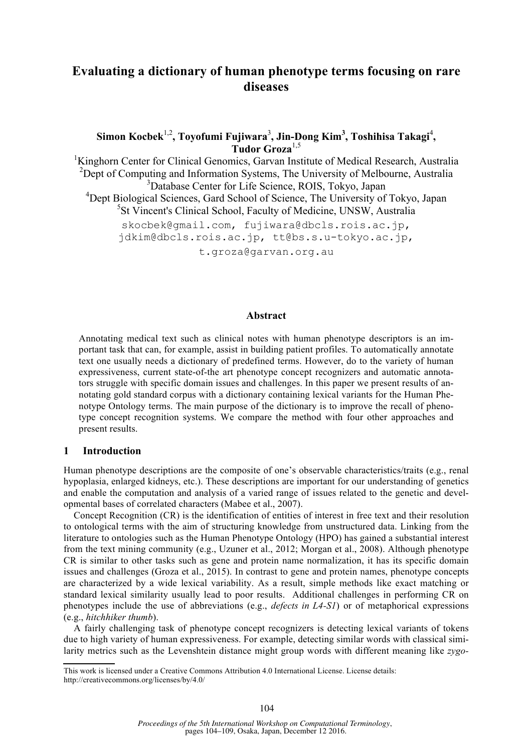# Evaluating a dictionary of human phenotype terms focusing on rare diseases

**Simon Kocbek**[1,2], **Toyofumi Fujiwara**[3], **Jin-Dong Kim**[3], **Toshihisa Takagi**[4], **Tudor Groza**[1,5]

[1]Kinghorn Center for Clinical Genomics, Garvan Institute of Medical Research, Australia
[2]Dept of Computing and Information Systems, The University of Melbourne, Australia
[3]Database Center for Life Science, ROIS, Tokyo, Japan
[4]Dept Biological Sciences, Gard School of Science, The University of Tokyo, Japan
[5]St Vincent's Clinical School, Faculty of Medicine, UNSW, Australia

skocbek@gmail.com, fujiwara@dbcls.rois.ac.jp, jdkim@dbcls.rois.ac.jp, tt@bs.s.u-tokyo.ac.jp, t.groza@garvan.org.au

## Abstract

Annotating medical text such as clinical notes with human phenotype descriptors is an important task that can, for example, assist in building patient profiles. To automatically annotate text one usually needs a dictionary of predefined terms. However, do to the variety of human expressiveness, current state-of-the art phenotype concept recognizers and automatic annotators struggle with specific domain issues and challenges. In this paper we present results of annotating gold standard corpus with a dictionary containing lexical variants for the Human Phenotype Ontology terms. The main purpose of the dictionary is to improve the recall of phenotype concept recognition systems. We compare the method with four other approaches and present results.

## 1 Introduction

Human phenotype descriptions are the composite of one's observable characteristics/traits (e.g., renal hypoplasia, enlarged kidneys, etc.). These descriptions are important for our understanding of genetics and enable the computation and analysis of a varied range of issues related to the genetic and developmental bases of correlated characters (Mabee et al., 2007).

Concept Recognition (CR) is the identification of entities of interest in free text and their resolution to ontological terms with the aim of structuring knowledge from unstructured data. Linking from the literature to ontologies such as the Human Phenotype Ontology (HPO) has gained a substantial interest from the text mining community (e.g., Uzuner et al., 2012; Morgan et al., 2008). Although phenotype CR is similar to other tasks such as gene and protein name normalization, it has its specific domain issues and challenges (Groza et al., 2015). In contrast to gene and protein names, phenotype concepts are characterized by a wide lexical variability. As a result, simple methods like exact matching or standard lexical similarity usually lead to poor results. Additional challenges in performing CR on phenotypes include the use of abbreviations (e.g., *defects in L4-S1*) or of metaphorical expressions (e.g., *hitchhiker thumb*).

A fairly challenging task of phenotype concept recognizers is detecting lexical variants of tokens due to high variety of human expressiveness. For example, detecting similar words with classical similarity metrics such as the Levenshtein distance might group words with different meaning like *zygo-*

This work is licensed under a Creative Commons Attribution 4.0 International License. License details: http://creativecommons.org/licenses/by/4.0/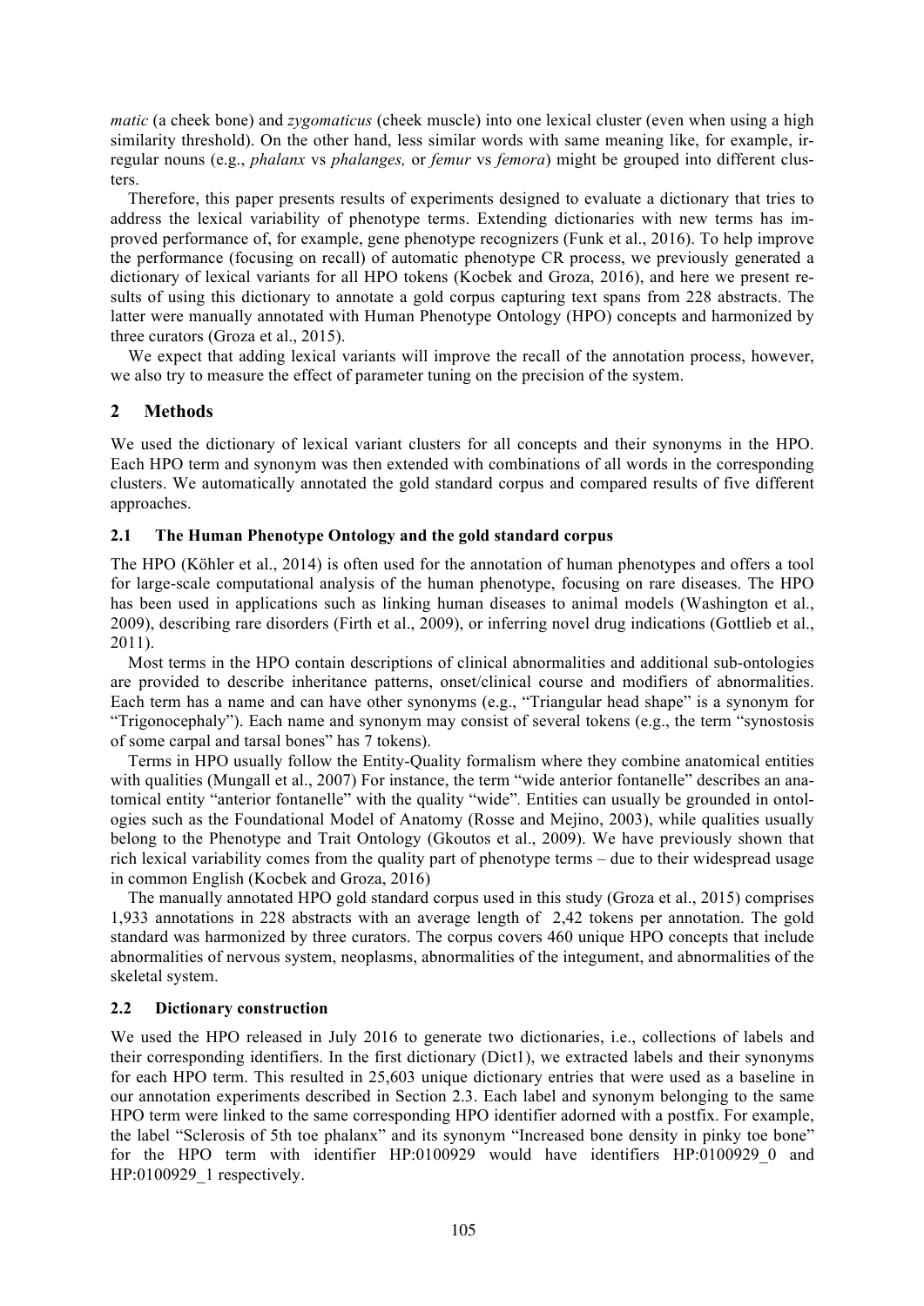*matic* (a cheek bone) and *zygomaticus* (cheek muscle) into one lexical cluster (even when using a high similarity threshold). On the other hand, less similar words with same meaning like, for example, irregular nouns (e.g., *phalanx* vs *phalanges,* or *femur* vs *femora*) might be grouped into different clusters.

Therefore, this paper presents results of experiments designed to evaluate a dictionary that tries to address the lexical variability of phenotype terms. Extending dictionaries with new terms has improved performance of, for example, gene phenotype recognizers (Funk et al., 2016). To help improve the performance (focusing on recall) of automatic phenotype CR process, we previously generated a dictionary of lexical variants for all HPO tokens (Kocbek and Groza, 2016), and here we present results of using this dictionary to annotate a gold corpus capturing text spans from 228 abstracts. The latter were manually annotated with Human Phenotype Ontology (HPO) concepts and harmonized by three curators (Groza et al., 2015).

We expect that adding lexical variants will improve the recall of the annotation process, however, we also try to measure the effect of parameter tuning on the precision of the system.

## 2 Methods

We used the dictionary of lexical variant clusters for all concepts and their synonyms in the HPO. Each HPO term and synonym was then extended with combinations of all words in the corresponding clusters. We automatically annotated the gold standard corpus and compared results of five different approaches.

### 2.1 The Human Phenotype Ontology and the gold standard corpus

The HPO (Köhler et al., 2014) is often used for the annotation of human phenotypes and offers a tool for large-scale computational analysis of the human phenotype, focusing on rare diseases. The HPO has been used in applications such as linking human diseases to animal models (Washington et al., 2009), describing rare disorders (Firth et al., 2009), or inferring novel drug indications (Gottlieb et al., 2011).

Most terms in the HPO contain descriptions of clinical abnormalities and additional sub-ontologies are provided to describe inheritance patterns, onset/clinical course and modifiers of abnormalities. Each term has a name and can have other synonyms (e.g., "Triangular head shape" is a synonym for "Trigonocephaly"). Each name and synonym may consist of several tokens (e.g., the term "synostosis of some carpal and tarsal bones" has 7 tokens).

Terms in HPO usually follow the Entity-Quality formalism where they combine anatomical entities with qualities (Mungall et al., 2007) For instance, the term "wide anterior fontanelle" describes an anatomical entity "anterior fontanelle" with the quality "wide". Entities can usually be grounded in ontologies such as the Foundational Model of Anatomy (Rosse and Mejino, 2003), while qualities usually belong to the Phenotype and Trait Ontology (Gkoutos et al., 2009). We have previously shown that rich lexical variability comes from the quality part of phenotype terms – due to their widespread usage in common English (Kocbek and Groza, 2016)

The manually annotated HPO gold standard corpus used in this study (Groza et al., 2015) comprises 1,933 annotations in 228 abstracts with an average length of 2,42 tokens per annotation. The gold standard was harmonized by three curators. The corpus covers 460 unique HPO concepts that include abnormalities of nervous system, neoplasms, abnormalities of the integument, and abnormalities of the skeletal system.

### 2.2 Dictionary construction

We used the HPO released in July 2016 to generate two dictionaries, i.e., collections of labels and their corresponding identifiers. In the first dictionary (Dict1), we extracted labels and their synonyms for each HPO term. This resulted in 25,603 unique dictionary entries that were used as a baseline in our annotation experiments described in Section 2.3. Each label and synonym belonging to the same HPO term were linked to the same corresponding HPO identifier adorned with a postfix. For example, the label "Sclerosis of 5th toe phalanx" and its synonym "Increased bone density in pinky toe bone" for the HPO term with identifier HP:0100929 would have identifiers HP:0100929_0 and HP:0100929_1 respectively.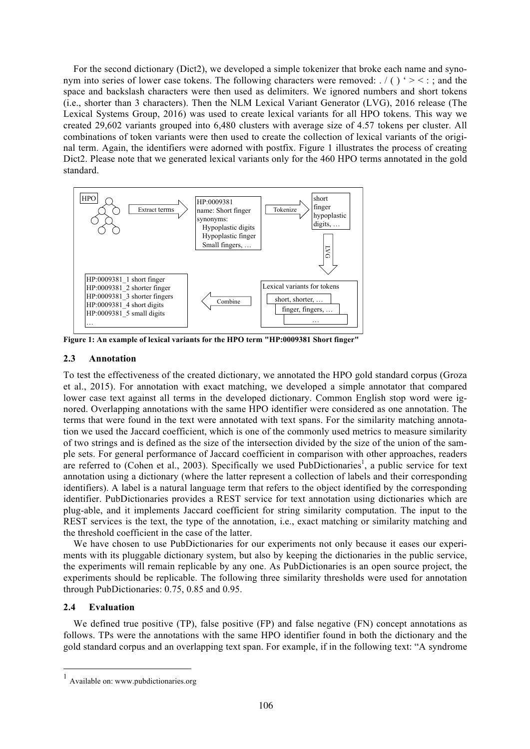For the second dictionary (Dict2), we developed a simple tokenizer that broke each name and synonym into series of lower case tokens. The following characters were removed: . / ( ) ' > < : ; and the space and backslash characters were then used as delimiters. We ignored numbers and short tokens (i.e., shorter than 3 characters). Then the NLM Lexical Variant Generator (LVG), 2016 release (The Lexical Systems Group, 2016) was used to create lexical variants for all HPO tokens. This way we created 29,602 variants grouped into 6,480 clusters with average size of 4.57 tokens per cluster. All combinations of token variants were then used to create the collection of lexical variants of the original term. Again, the identifiers were adorned with postfix. Figure 1 illustrates the process of creating Dict2. Please note that we generated lexical variants only for the 460 HPO terms annotated in the gold standard.

HPO → Extract terms → HP:0009381 name: Short finger synonyms: Hypoplastic digits Hypoplastic finger Small fingers, … → Tokenize → short finger hypoplastic digits, … → LVG → Lexical variants for tokens: short, shorter, … finger, fingers, … … → Combine → HP:0009381_1 short finger HP:0009381_2 shorter finger HP:0009381_3 shorter fingers HP:0009381_4 short digits HP:0009381_5 small digits …

**Figure 1: An example of lexical variants for the HPO term "HP:0009381 Short finger"**

### 2.3 Annotation

To test the effectiveness of the created dictionary, we annotated the HPO gold standard corpus (Groza et al., 2015). For annotation with exact matching, we developed a simple annotator that compared lower case text against all terms in the developed dictionary. Common English stop word were ignored. Overlapping annotations with the same HPO identifier were considered as one annotation. The terms that were found in the text were annotated with text spans. For the similarity matching annotation we used the Jaccard coefficient, which is one of the commonly used metrics to measure similarity of two strings and is defined as the size of the intersection divided by the size of the union of the sample sets. For general performance of Jaccard coefficient in comparison with other approaches, readers are referred to (Cohen et al., 2003). Specifically we used PubDictionaries[1], a public service for text annotation using a dictionary (where the latter represent a collection of labels and their corresponding identifiers). A label is a natural language term that refers to the object identified by the corresponding identifier. PubDictionaries provides a REST service for text annotation using dictionaries which are plug-able, and it implements Jaccard coefficient for string similarity computation. The input to the REST services is the text, the type of the annotation, i.e., exact matching or similarity matching and the threshold coefficient in the case of the latter.

We have chosen to use PubDictionaries for our experiments not only because it eases our experiments with its pluggable dictionary system, but also by keeping the dictionaries in the public service, the experiments will remain replicable by any one. As PubDictionaries is an open source project, the experiments should be replicable. The following three similarity thresholds were used for annotation through PubDictionaries: 0.75, 0.85 and 0.95.

### 2.4 Evaluation

We defined true positive (TP), false positive (FP) and false negative (FN) concept annotations as follows. TPs were the annotations with the same HPO identifier found in both the dictionary and the gold standard corpus and an overlapping text span. For example, if in the following text: "A syndrome

[1] Available on: www.pubdictionaries.org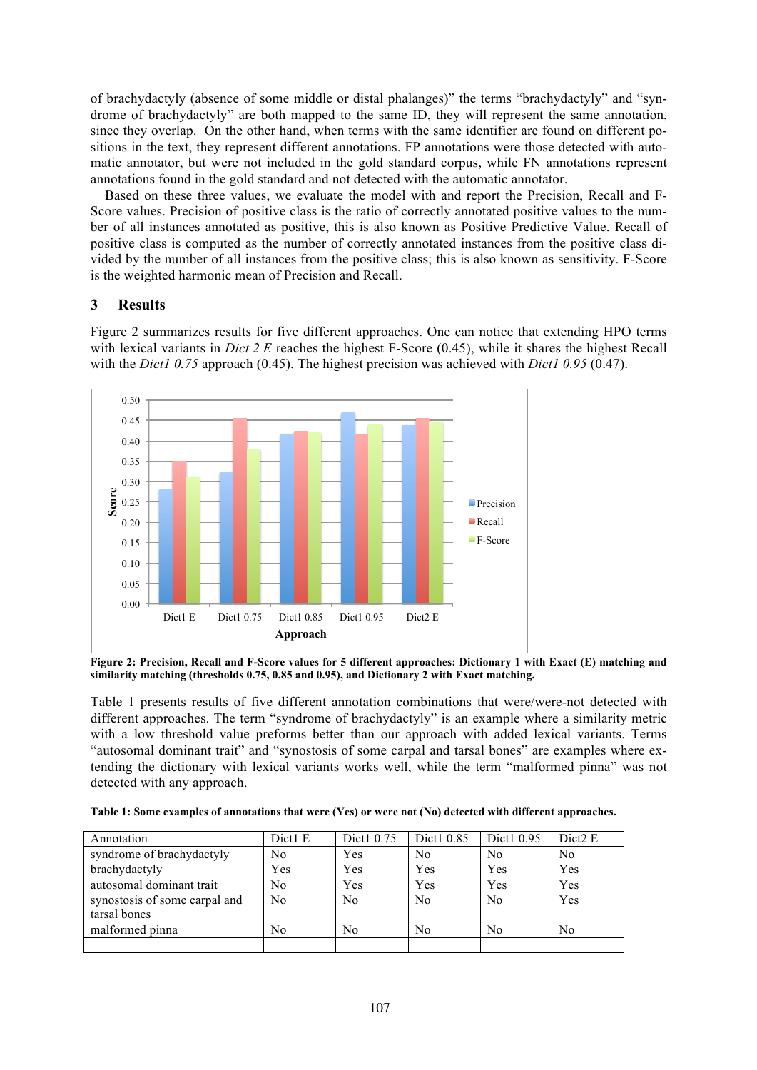of brachydactyly (absence of some middle or distal phalanges)" the terms "brachydactyly" and "syndrome of brachydactyly" are both mapped to the same ID, they will represent the same annotation, since they overlap. On the other hand, when terms with the same identifier are found on different positions in the text, they represent different annotations. FP annotations were those detected with automatic annotator, but were not included in the gold standard corpus, while FN annotations represent annotations found in the gold standard and not detected with the automatic annotator.

Based on these three values, we evaluate the model with and report the Precision, Recall and F-Score values. Precision of positive class is the ratio of correctly annotated positive values to the number of all instances annotated as positive, this is also known as Positive Predictive Value. Recall of positive class is computed as the number of correctly annotated instances from the positive class divided by the number of all instances from the positive class; this is also known as sensitivity. F-Score is the weighted harmonic mean of Precision and Recall.

## 3 Results

Figure 2 summarizes results for five different approaches. One can notice that extending HPO terms with lexical variants in *Dict 2 E* reaches the highest F-Score (0.45), while it shares the highest Recall with the *Dict1 0.75* approach (0.45). The highest precision was achieved with *Dict1 0.95* (0.47).

**Figure 2: Precision, Recall and F-Score values for 5 different approaches: Dictionary 1 with Exact (E) matching and similarity matching (thresholds 0.75, 0.85 and 0.95), and Dictionary 2 with Exact matching.**

Table 1 presents results of five different annotation combinations that were/were-not detected with different approaches. The term "syndrome of brachydactyly" is an example where a similarity metric with a low threshold value preforms better than our approach with added lexical variants. Terms "autosomal dominant trait" and "synostosis of some carpal and tarsal bones" are examples where extending the dictionary with lexical variants works well, while the term "malformed pinna" was not detected with any approach.

**Table 1: Some examples of annotations that were (Yes) or were not (No) detected with different approaches.**

| Annotation | Dict1 E | Dict1 0.75 | Dict1 0.85 | Dict1 0.95 | Dict2 E |
|---|---|---|---|---|---|
| syndrome of brachydactyly | No | Yes | No | No | No |
| brachydactyly | Yes | Yes | Yes | Yes | Yes |
| autosomal dominant trait | No | Yes | Yes | Yes | Yes |
| synostosis of some carpal and tarsal bones | No | No | No | No | Yes |
| malformed pinna | No | No | No | No | No |
| | | | | | |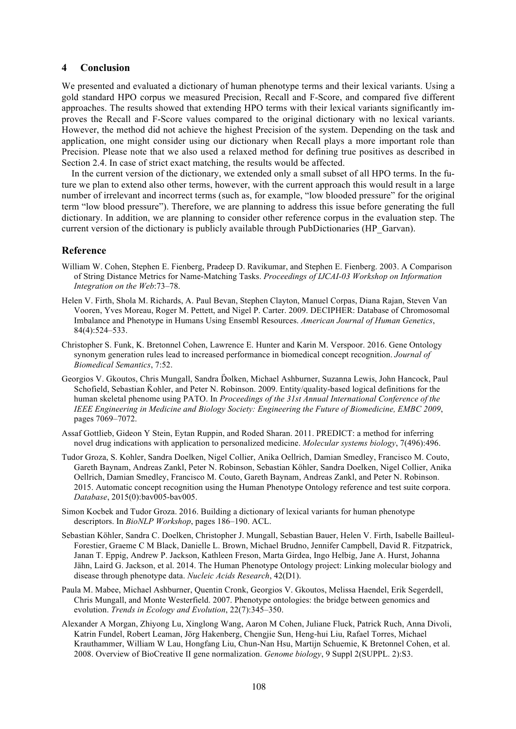## 4 Conclusion

We presented and evaluated a dictionary of human phenotype terms and their lexical variants. Using a gold standard HPO corpus we measured Precision, Recall and F-Score, and compared five different approaches. The results showed that extending HPO terms with their lexical variants significantly improves the Recall and F-Score values compared to the original dictionary with no lexical variants. However, the method did not achieve the highest Precision of the system. Depending on the task and application, one might consider using our dictionary when Recall plays a more important role than Precision. Please note that we also used a relaxed method for defining true positives as described in Section 2.4. In case of strict exact matching, the results would be affected.

In the current version of the dictionary, we extended only a small subset of all HPO terms. In the future we plan to extend also other terms, however, with the current approach this would result in a large number of irrelevant and incorrect terms (such as, for example, "low blooded pressure" for the original term "low blood pressure"). Therefore, we are planning to address this issue before generating the full dictionary. In addition, we are planning to consider other reference corpus in the evaluation step. The current version of the dictionary is publicly available through PubDictionaries (HP_Garvan).

## Reference

William W. Cohen, Stephen E. Fienberg, Pradeep D. Ravikumar, and Stephen E. Fienberg. 2003. A Comparison of String Distance Metrics for Name-Matching Tasks. *Proceedings of IJCAI-03 Workshop on Information Integration on the Web*:73–78.

Helen V. Firth, Shola M. Richards, A. Paul Bevan, Stephen Clayton, Manuel Corpas, Diana Rajan, Steven Van Vooren, Yves Moreau, Roger M. Pettett, and Nigel P. Carter. 2009. DECIPHER: Database of Chromosomal Imbalance and Phenotype in Humans Using Ensembl Resources. *American Journal of Human Genetics*, 84(4):524–533.

Christopher S. Funk, K. Bretonnel Cohen, Lawrence E. Hunter and Karin M. Verspoor. 2016. Gene Ontology synonym generation rules lead to increased performance in biomedical concept recognition. *Journal of Biomedical Semantics*, 7:52.

Georgios V. Gkoutos, Chris Mungall, Sandra Ďolken, Michael Ashburner, Suzanna Lewis, John Hancock, Paul Schofield, Sebastian Ǩohler, and Peter N. Robinson. 2009. Entity/quality-based logical definitions for the human skeletal phenome using PATO. In *Proceedings of the 31st Annual International Conference of the IEEE Engineering in Medicine and Biology Society: Engineering the Future of Biomedicine, EMBC 2009*, pages 7069–7072.

Assaf Gottlieb, Gideon Y Stein, Eytan Ruppin, and Roded Sharan. 2011. PREDICT: a method for inferring novel drug indications with application to personalized medicine. *Molecular systems biology*, 7(496):496.

Tudor Groza, S. Kohler, Sandra Doelken, Nigel Collier, Anika Oellrich, Damian Smedley, Francisco M. Couto, Gareth Baynam, Andreas Zankl, Peter N. Robinson, Sebastian Köhler, Sandra Doelken, Nigel Collier, Anika Oellrich, Damian Smedley, Francisco M. Couto, Gareth Baynam, Andreas Zankl, and Peter N. Robinson. 2015. Automatic concept recognition using the Human Phenotype Ontology reference and test suite corpora. *Database*, 2015(0):bav005-bav005.

Simon Kocbek and Tudor Groza. 2016. Building a dictionary of lexical variants for human phenotype descriptors. In *BioNLP Workshop*, pages 186–190. ACL.

Sebastian Köhler, Sandra C. Doelken, Christopher J. Mungall, Sebastian Bauer, Helen V. Firth, Isabelle Bailleul-Forestier, Graeme C M Black, Danielle L. Brown, Michael Brudno, Jennifer Campbell, David R. Fitzpatrick, Janan T. Eppig, Andrew P. Jackson, Kathleen Freson, Marta Girdea, Ingo Helbig, Jane A. Hurst, Johanna Jähn, Laird G. Jackson, et al. 2014. The Human Phenotype Ontology project: Linking molecular biology and disease through phenotype data. *Nucleic Acids Research*, 42(D1).

Paula M. Mabee, Michael Ashburner, Quentin Cronk, Georgios V. Gkoutos, Melissa Haendel, Erik Segerdell, Chris Mungall, and Monte Westerfield. 2007. Phenotype ontologies: the bridge between genomics and evolution. *Trends in Ecology and Evolution*, 22(7):345–350.

Alexander A Morgan, Zhiyong Lu, Xinglong Wang, Aaron M Cohen, Juliane Fluck, Patrick Ruch, Anna Divoli, Katrin Fundel, Robert Leaman, Jörg Hakenberg, Chengjie Sun, Heng-hui Liu, Rafael Torres, Michael Krauthammer, William W Lau, Hongfang Liu, Chun-Nan Hsu, Martijn Schuemie, K Bretonnel Cohen, et al. 2008. Overview of BioCreative II gene normalization. *Genome biology*, 9 Suppl 2(SUPPL. 2):S3.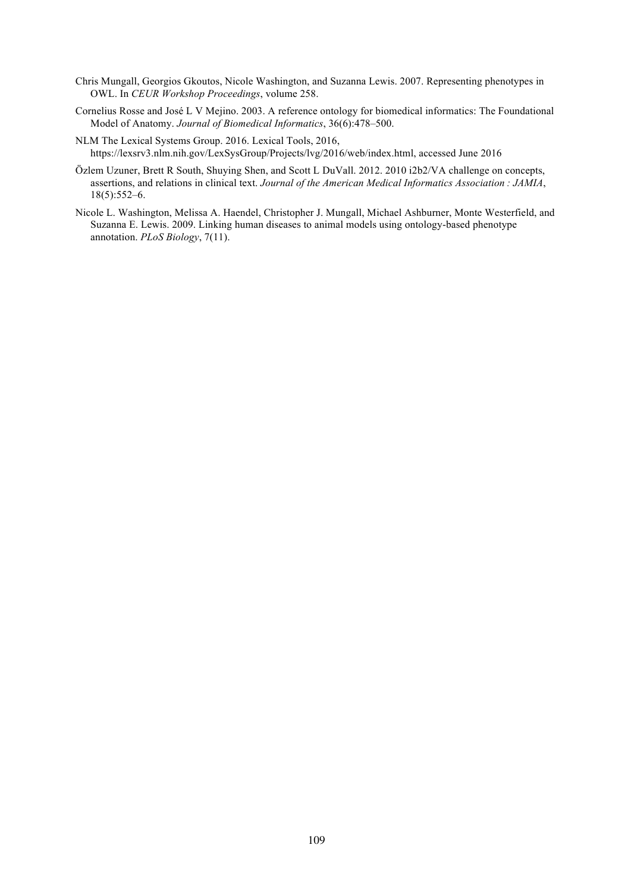Chris Mungall, Georgios Gkoutos, Nicole Washington, and Suzanna Lewis. 2007. Representing phenotypes in OWL. In *CEUR Workshop Proceedings*, volume 258.

Cornelius Rosse and José L V Mejino. 2003. A reference ontology for biomedical informatics: The Foundational Model of Anatomy. *Journal of Biomedical Informatics*, 36(6):478–500.

NLM The Lexical Systems Group. 2016. Lexical Tools, 2016, https://lexsrv3.nlm.nih.gov/LexSysGroup/Projects/lvg/2016/web/index.html, accessed June 2016

Özlem Uzuner, Brett R South, Shuying Shen, and Scott L DuVall. 2012. 2010 i2b2/VA challenge on concepts, assertions, and relations in clinical text. *Journal of the American Medical Informatics Association : JAMIA*, 18(5):552–6.

Nicole L. Washington, Melissa A. Haendel, Christopher J. Mungall, Michael Ashburner, Monte Westerfield, and Suzanna E. Lewis. 2009. Linking human diseases to animal models using ontology-based phenotype annotation. *PLoS Biology*, 7(11).